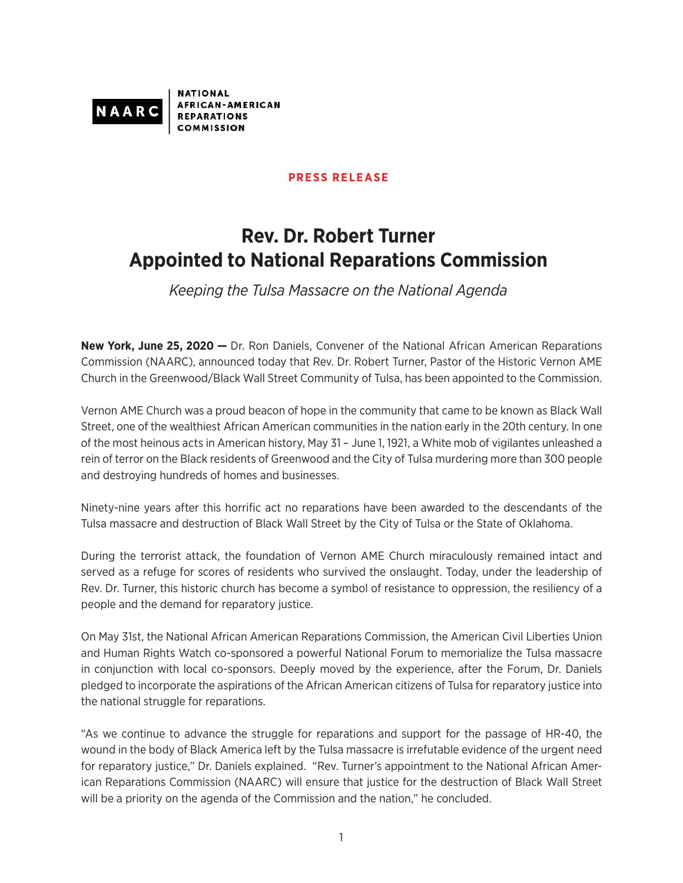NAARC | NATIONAL AFRICAN-AMERICAN REPARATIONS COMMISSION

**PRESS RELEASE**

# Rev. Dr. Robert Turner Appointed to National Reparations Commission

*Keeping the Tulsa Massacre on the National Agenda*

**New York, June 25, 2020 —** Dr. Ron Daniels, Convener of the National African American Reparations Commission (NAARC), announced today that Rev. Dr. Robert Turner, Pastor of the Historic Vernon AME Church in the Greenwood/Black Wall Street Community of Tulsa, has been appointed to the Commission.

Vernon AME Church was a proud beacon of hope in the community that came to be known as Black Wall Street, one of the wealthiest African American communities in the nation early in the 20th century. In one of the most heinous acts in American history, May 31 – June 1, 1921, a White mob of vigilantes unleashed a rein of terror on the Black residents of Greenwood and the City of Tulsa murdering more than 300 people and destroying hundreds of homes and businesses.

Ninety-nine years after this horrific act no reparations have been awarded to the descendants of the Tulsa massacre and destruction of Black Wall Street by the City of Tulsa or the State of Oklahoma.

During the terrorist attack, the foundation of Vernon AME Church miraculously remained intact and served as a refuge for scores of residents who survived the onslaught. Today, under the leadership of Rev. Dr. Turner, this historic church has become a symbol of resistance to oppression, the resiliency of a people and the demand for reparatory justice.

On May 31st, the National African American Reparations Commission, the American Civil Liberties Union and Human Rights Watch co-sponsored a powerful National Forum to memorialize the Tulsa massacre in conjunction with local co-sponsors. Deeply moved by the experience, after the Forum, Dr. Daniels pledged to incorporate the aspirations of the African American citizens of Tulsa for reparatory justice into the national struggle for reparations.

"As we continue to advance the struggle for reparations and support for the passage of HR-40, the wound in the body of Black America left by the Tulsa massacre is irrefutable evidence of the urgent need for reparatory justice," Dr. Daniels explained. "Rev. Turner's appointment to the National African American Reparations Commission (NAARC) will ensure that justice for the destruction of Black Wall Street will be a priority on the agenda of the Commission and the nation," he concluded.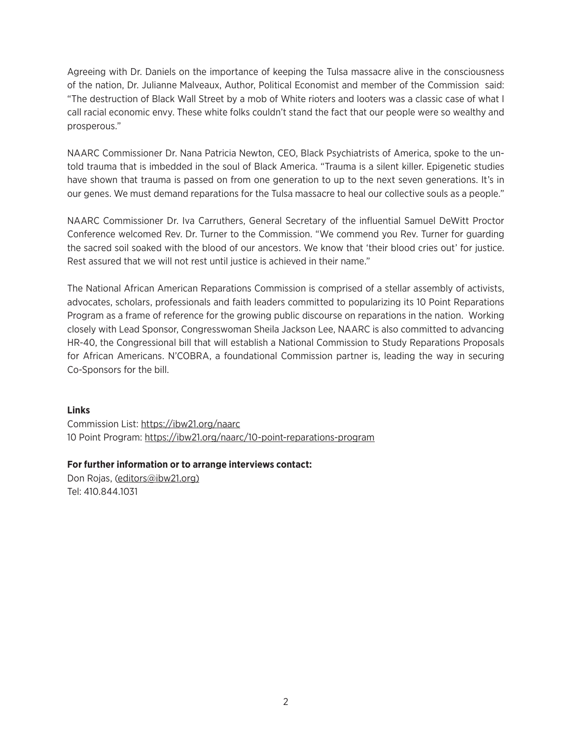Agreeing with Dr. Daniels on the importance of keeping the Tulsa massacre alive in the consciousness of the nation, Dr. Julianne Malveaux, Author, Political Economist and member of the Commission said: "The destruction of Black Wall Street by a mob of White rioters and looters was a classic case of what I call racial economic envy. These white folks couldn't stand the fact that our people were so wealthy and prosperous."

NAARC Commissioner Dr. Nana Patricia Newton, CEO, Black Psychiatrists of America, spoke to the untold trauma that is imbedded in the soul of Black America. "Trauma is a silent killer. Epigenetic studies have shown that trauma is passed on from one generation to up to the next seven generations. It's in our genes. We must demand reparations for the Tulsa massacre to heal our collective souls as a people."

NAARC Commissioner Dr. Iva Carruthers, General Secretary of the influential Samuel DeWitt Proctor Conference welcomed Rev. Dr. Turner to the Commission. "We commend you Rev. Turner for guarding the sacred soil soaked with the blood of our ancestors. We know that 'their blood cries out' for justice. Rest assured that we will not rest until justice is achieved in their name."

The National African American Reparations Commission is comprised of a stellar assembly of activists, advocates, scholars, professionals and faith leaders committed to popularizing its 10 Point Reparations Program as a frame of reference for the growing public discourse on reparations in the nation. Working closely with Lead Sponsor, Congresswoman Sheila Jackson Lee, NAARC is also committed to advancing HR-40, the Congressional bill that will establish a National Commission to Study Reparations Proposals for African Americans. N'COBRA, a foundational Commission partner is, leading the way in securing Co-Sponsors for the bill.

**Links**

Commission List: https://ibw21.org/naarc
10 Point Program: https://ibw21.org/naarc/10-point-reparations-program

**For further information or to arrange interviews contact:**

Don Rojas, (editors@ibw21.org)
Tel: 410.844.1031